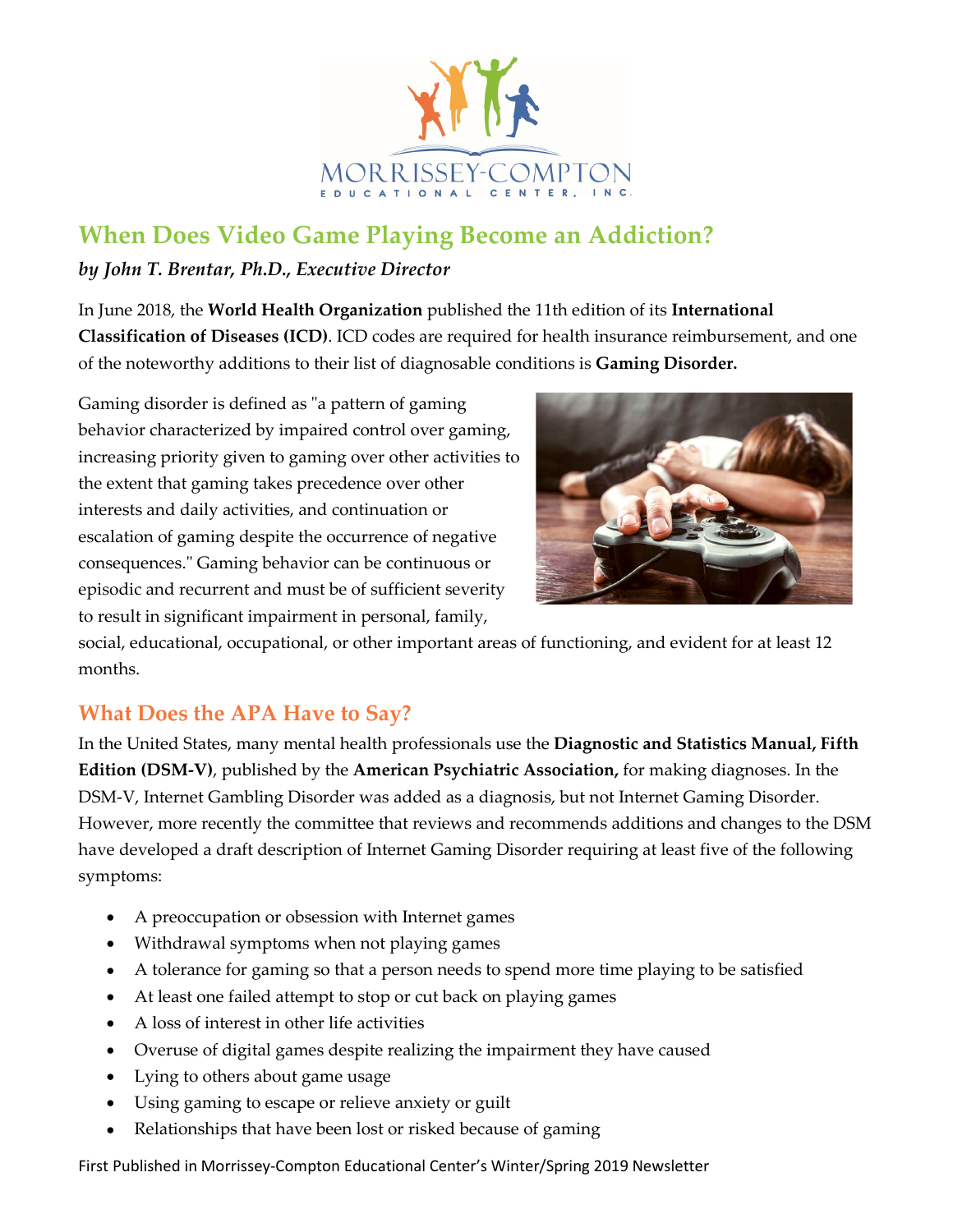MORRISSEY-COMPTON

EDUCATIONAL CENTER, INC.

# When Does Video Game Playing Become an Addiction?

***by John T. Brentar, Ph.D., Executive Director***

In June 2018, the **World Health Organization** published the 11th edition of its **International Classification of Diseases (ICD)**. ICD codes are required for health insurance reimbursement, and one of the noteworthy additions to their list of diagnosable conditions is **Gaming Disorder.**

Gaming disorder is defined as "a pattern of gaming behavior characterized by impaired control over gaming, increasing priority given to gaming over other activities to the extent that gaming takes precedence over other interests and daily activities, and continuation or escalation of gaming despite the occurrence of negative consequences." Gaming behavior can be continuous or episodic and recurrent and must be of sufficient severity to result in significant impairment in personal, family, social, educational, occupational, or other important areas of functioning, and evident for at least 12 months.

## What Does the APA Have to Say?

In the United States, many mental health professionals use the **Diagnostic and Statistics Manual, Fifth Edition (DSM-V)**, published by the **American Psychiatric Association,** for making diagnoses. In the DSM-V, Internet Gambling Disorder was added as a diagnosis, but not Internet Gaming Disorder. However, more recently the committee that reviews and recommends additions and changes to the DSM have developed a draft description of Internet Gaming Disorder requiring at least five of the following symptoms:

- A preoccupation or obsession with Internet games
- Withdrawal symptoms when not playing games
- A tolerance for gaming so that a person needs to spend more time playing to be satisfied
- At least one failed attempt to stop or cut back on playing games
- A loss of interest in other life activities
- Overuse of digital games despite realizing the impairment they have caused
- Lying to others about game usage
- Using gaming to escape or relieve anxiety or guilt
- Relationships that have been lost or risked because of gaming

First Published in Morrissey-Compton Educational Center's Winter/Spring 2019 Newsletter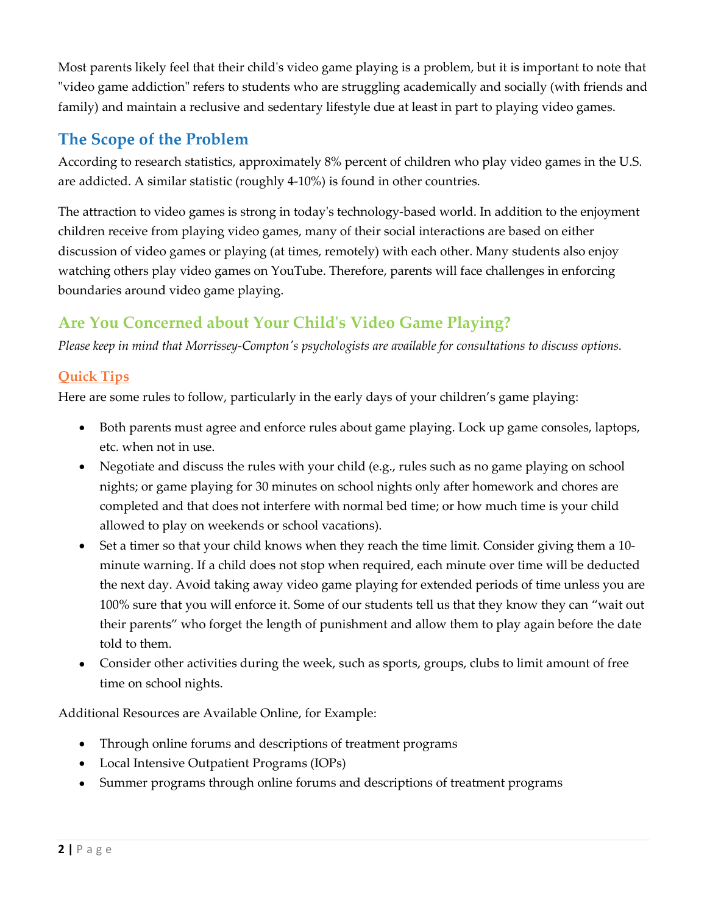Most parents likely feel that their child's video game playing is a problem, but it is important to note that "video game addiction" refers to students who are struggling academically and socially (with friends and family) and maintain a reclusive and sedentary lifestyle due at least in part to playing video games.

## The Scope of the Problem

According to research statistics, approximately 8% percent of children who play video games in the U.S. are addicted. A similar statistic (roughly 4-10%) is found in other countries.

The attraction to video games is strong in today's technology-based world. In addition to the enjoyment children receive from playing video games, many of their social interactions are based on either discussion of video games or playing (at times, remotely) with each other. Many students also enjoy watching others play video games on YouTube. Therefore, parents will face challenges in enforcing boundaries around video game playing.

## Are You Concerned about Your Child's Video Game Playing?

*Please keep in mind that Morrissey-Compton's psychologists are available for consultations to discuss options.*

### Quick Tips

Here are some rules to follow, particularly in the early days of your children's game playing:

- Both parents must agree and enforce rules about game playing. Lock up game consoles, laptops, etc. when not in use.
- Negotiate and discuss the rules with your child (e.g., rules such as no game playing on school nights; or game playing for 30 minutes on school nights only after homework and chores are completed and that does not interfere with normal bed time; or how much time is your child allowed to play on weekends or school vacations).
- Set a timer so that your child knows when they reach the time limit. Consider giving them a 10-minute warning. If a child does not stop when required, each minute over time will be deducted the next day. Avoid taking away video game playing for extended periods of time unless you are 100% sure that you will enforce it. Some of our students tell us that they know they can "wait out their parents" who forget the length of punishment and allow them to play again before the date told to them.
- Consider other activities during the week, such as sports, groups, clubs to limit amount of free time on school nights.

Additional Resources are Available Online, for Example:

- Through online forums and descriptions of treatment programs
- Local Intensive Outpatient Programs (IOPs)
- Summer programs through online forums and descriptions of treatment programs